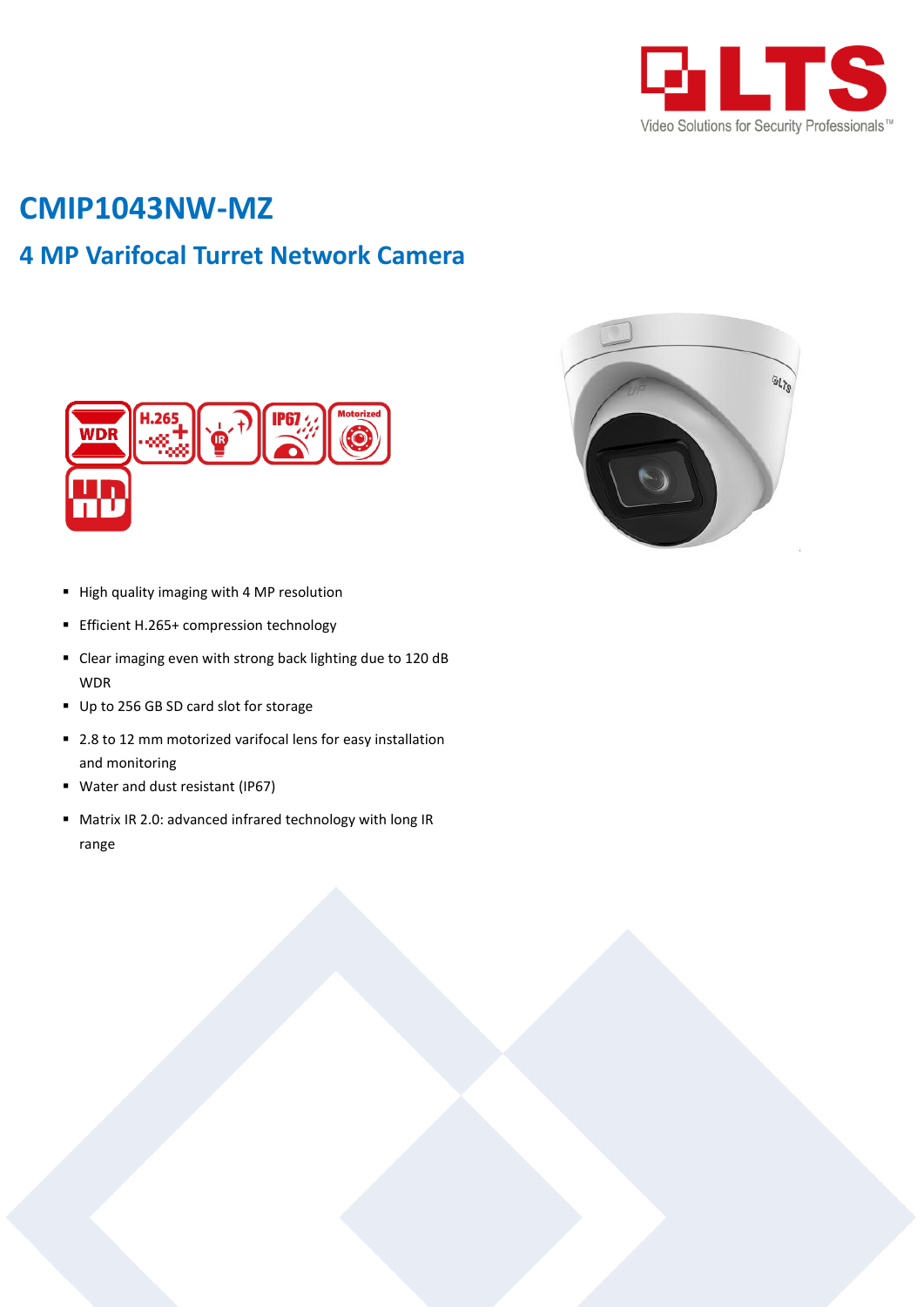# CMIP1043NW-MZ

## 4 MP Varifocal Turret Network Camera

- High quality imaging with 4 MP resolution
- Efficient H.265+ compression technology
- Clear imaging even with strong back lighting due to 120 dB WDR
- Up to 256 GB SD card slot for storage
- 2.8 to 12 mm motorized varifocal lens for easy installation and monitoring
- Water and dust resistant (IP67)
- Matrix IR 2.0: advanced infrared technology with long IR range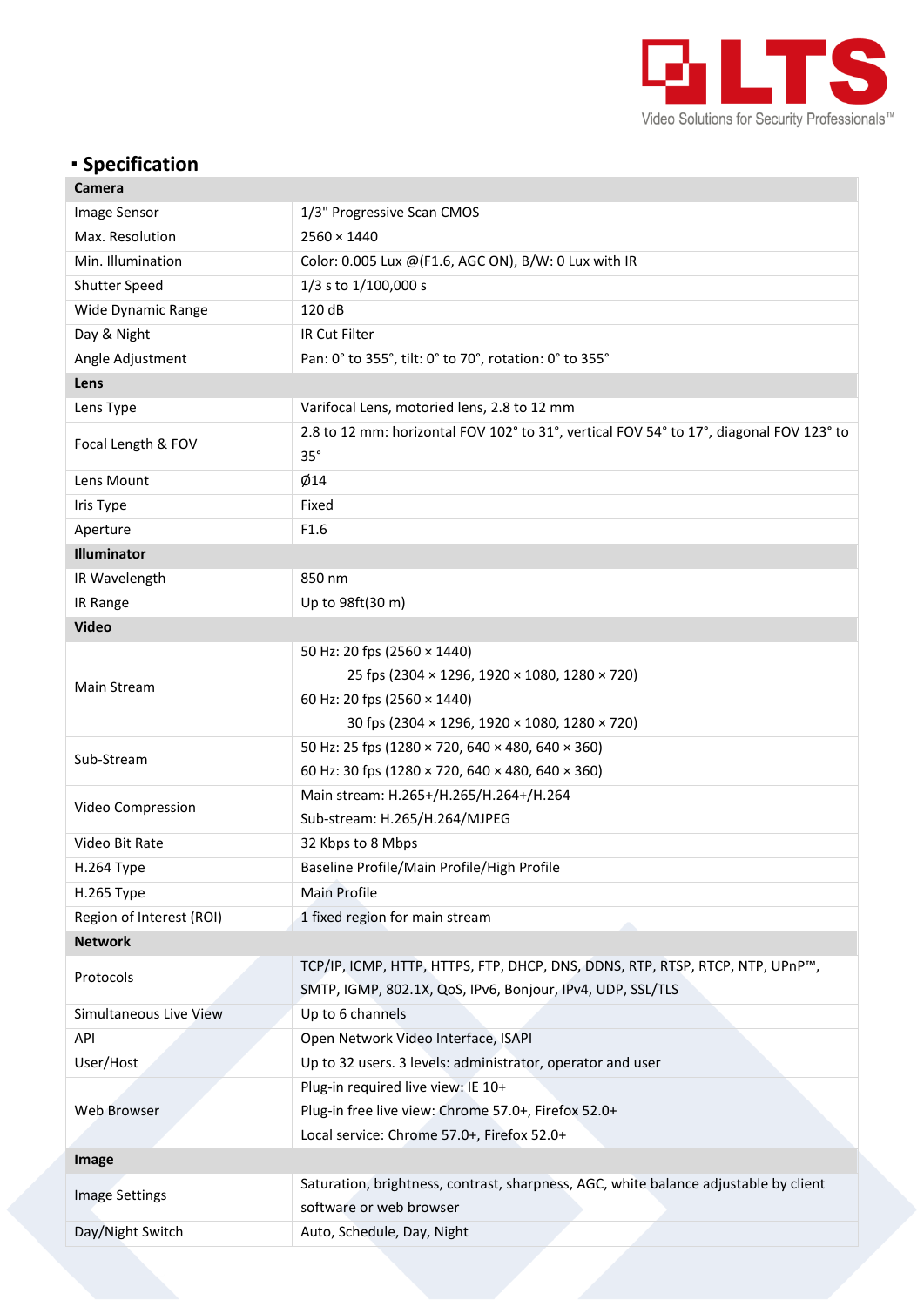## ▪ Specification

| **Camera** | |
|---|---|
| Image Sensor | 1/3" Progressive Scan CMOS |
| Max. Resolution | 2560 × 1440 |
| Min. Illumination | Color: 0.005 Lux @(F1.6, AGC ON), B/W: 0 Lux with IR |
| Shutter Speed | 1/3 s to 1/100,000 s |
| Wide Dynamic Range | 120 dB |
| Day & Night | IR Cut Filter |
| Angle Adjustment | Pan: 0° to 355°, tilt: 0° to 70°, rotation: 0° to 355° |
| **Lens** | |
| Lens Type | Varifocal Lens, motoried lens, 2.8 to 12 mm |
| Focal Length & FOV | 2.8 to 12 mm: horizontal FOV 102° to 31°, vertical FOV 54° to 17°, diagonal FOV 123° to 35° |
| Lens Mount | Ø14 |
| Iris Type | Fixed |
| Aperture | F1.6 |
| **Illuminator** | |
| IR Wavelength | 850 nm |
| IR Range | Up to 98ft(30 m) |
| **Video** | |
| Main Stream | 50 Hz: 20 fps (2560 × 1440)<br>25 fps (2304 × 1296, 1920 × 1080, 1280 × 720)<br>60 Hz: 20 fps (2560 × 1440)<br>30 fps (2304 × 1296, 1920 × 1080, 1280 × 720) |
| Sub-Stream | 50 Hz: 25 fps (1280 × 720, 640 × 480, 640 × 360)<br>60 Hz: 30 fps (1280 × 720, 640 × 480, 640 × 360) |
| Video Compression | Main stream: H.265+/H.265/H.264+/H.264<br>Sub-stream: H.265/H.264/MJPEG |
| Video Bit Rate | 32 Kbps to 8 Mbps |
| H.264 Type | Baseline Profile/Main Profile/High Profile |
| H.265 Type | Main Profile |
| Region of Interest (ROI) | 1 fixed region for main stream |
| **Network** | |
| Protocols | TCP/IP, ICMP, HTTP, HTTPS, FTP, DHCP, DNS, DDNS, RTP, RTSP, RTCP, NTP, UPnP™, SMTP, IGMP, 802.1X, QoS, IPv6, Bonjour, IPv4, UDP, SSL/TLS |
| Simultaneous Live View | Up to 6 channels |
| API | Open Network Video Interface, ISAPI |
| User/Host | Up to 32 users. 3 levels: administrator, operator and user |
| Web Browser | Plug-in required live view: IE 10+<br>Plug-in free live view: Chrome 57.0+, Firefox 52.0+<br>Local service: Chrome 57.0+, Firefox 52.0+ |
| **Image** | |
| Image Settings | Saturation, brightness, contrast, sharpness, AGC, white balance adjustable by client software or web browser |
| Day/Night Switch | Auto, Schedule, Day, Night |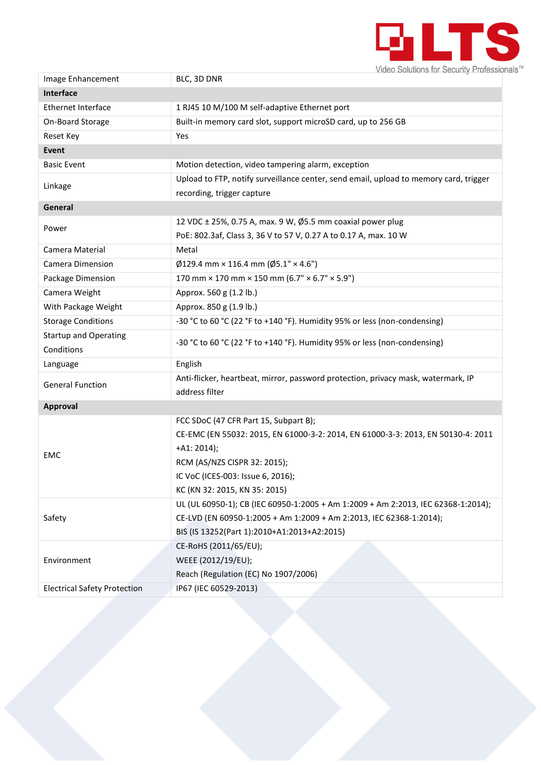| | |
|---|---|
| Image Enhancement | BLC, 3D DNR |
| **Interface** | |
| Ethernet Interface | 1 RJ45 10 M/100 M self-adaptive Ethernet port |
| On-Board Storage | Built-in memory card slot, support microSD card, up to 256 GB |
| Reset Key | Yes |
| **Event** | |
| Basic Event | Motion detection, video tampering alarm, exception |
| Linkage | Upload to FTP, notify surveillance center, send email, upload to memory card, trigger recording, trigger capture |
| **General** | |
| Power | 12 VDC ± 25%, 0.75 A, max. 9 W, Ø5.5 mm coaxial power plug<br>PoE: 802.3af, Class 3, 36 V to 57 V, 0.27 A to 0.17 A, max. 10 W |
| Camera Material | Metal |
| Camera Dimension | Ø129.4 mm × 116.4 mm (Ø5.1" × 4.6") |
| Package Dimension | 170 mm × 170 mm × 150 mm (6.7" × 6.7" × 5.9") |
| Camera Weight | Approx. 560 g (1.2 lb.) |
| With Package Weight | Approx. 850 g (1.9 lb.) |
| Storage Conditions | -30 °C to 60 °C (22 °F to +140 °F). Humidity 95% or less (non-condensing) |
| Startup and Operating Conditions | -30 °C to 60 °C (22 °F to +140 °F). Humidity 95% or less (non-condensing) |
| Language | English |
| General Function | Anti-flicker, heartbeat, mirror, password protection, privacy mask, watermark, IP address filter |
| **Approval** | |
| EMC | FCC SDoC (47 CFR Part 15, Subpart B);<br>CE-EMC (EN 55032: 2015, EN 61000-3-2: 2014, EN 61000-3-3: 2013, EN 50130-4: 2011 +A1: 2014);<br>RCM (AS/NZS CISPR 32: 2015);<br>IC VoC (ICES-003: Issue 6, 2016);<br>KC (KN 32: 2015, KN 35: 2015) |
| Safety | UL (UL 60950-1); CB (IEC 60950-1:2005 + Am 1:2009 + Am 2:2013, IEC 62368-1:2014);<br>CE-LVD (EN 60950-1:2005 + Am 1:2009 + Am 2:2013, IEC 62368-1:2014);<br>BIS (IS 13252(Part 1):2010+A1:2013+A2:2015) |
| Environment | CE-RoHS (2011/65/EU);<br>WEEE (2012/19/EU);<br>Reach (Regulation (EC) No 1907/2006) |
| Electrical Safety Protection | IP67 (IEC 60529-2013) |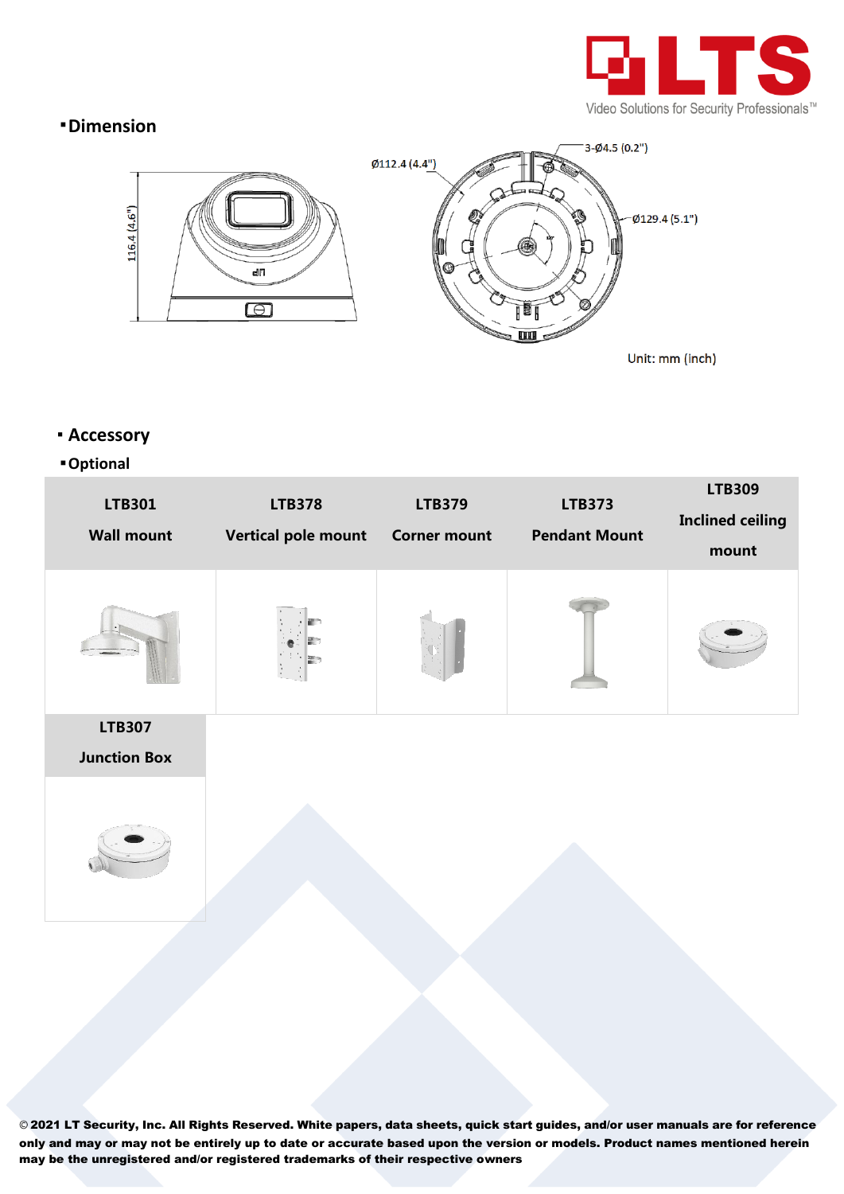## ▪Dimension

116.4 (4.6")

Ø112.4 (4.4")

3-Ø4.5 (0.2")

Ø129.4 (5.1")

Unit: mm (inch)

## ▪ Accessory

### ▪Optional

| LTB301 Wall mount | LTB378 Vertical pole mount | LTB379 Corner mount | LTB373 Pendant Mount | LTB309 Inclined ceiling mount |
|---|---|---|---|---|
| | | | | |

| LTB307 Junction Box |
|---|
| |

© 2021 LT Security, Inc. All Rights Reserved. White papers, data sheets, quick start guides, and/or user manuals are for reference only and may or may not be entirely up to date or accurate based upon the version or models. Product names mentioned herein may be the unregistered and/or registered trademarks of their respective owners